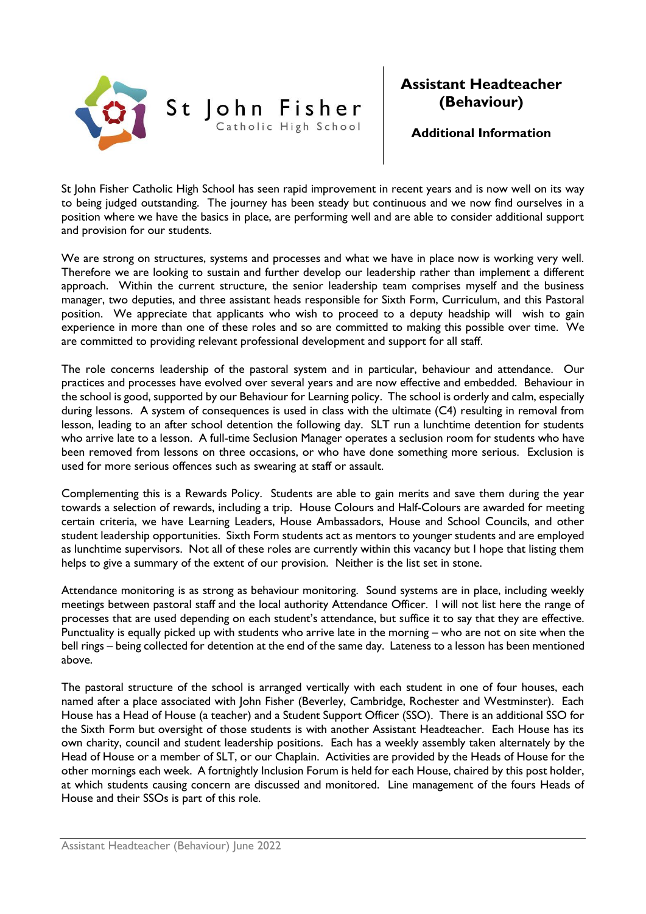St John Fisher
Catholic High School

# Assistant Headteacher (Behaviour)

## Additional Information

St John Fisher Catholic High School has seen rapid improvement in recent years and is now well on its way to being judged outstanding. The journey has been steady but continuous and we now find ourselves in a position where we have the basics in place, are performing well and are able to consider additional support and provision for our students.

We are strong on structures, systems and processes and what we have in place now is working very well. Therefore we are looking to sustain and further develop our leadership rather than implement a different approach. Within the current structure, the senior leadership team comprises myself and the business manager, two deputies, and three assistant heads responsible for Sixth Form, Curriculum, and this Pastoral position. We appreciate that applicants who wish to proceed to a deputy headship will wish to gain experience in more than one of these roles and so are committed to making this possible over time. We are committed to providing relevant professional development and support for all staff.

The role concerns leadership of the pastoral system and in particular, behaviour and attendance. Our practices and processes have evolved over several years and are now effective and embedded. Behaviour in the school is good, supported by our Behaviour for Learning policy. The school is orderly and calm, especially during lessons. A system of consequences is used in class with the ultimate (C4) resulting in removal from lesson, leading to an after school detention the following day. SLT run a lunchtime detention for students who arrive late to a lesson. A full-time Seclusion Manager operates a seclusion room for students who have been removed from lessons on three occasions, or who have done something more serious. Exclusion is used for more serious offences such as swearing at staff or assault.

Complementing this is a Rewards Policy. Students are able to gain merits and save them during the year towards a selection of rewards, including a trip. House Colours and Half-Colours are awarded for meeting certain criteria, we have Learning Leaders, House Ambassadors, House and School Councils, and other student leadership opportunities. Sixth Form students act as mentors to younger students and are employed as lunchtime supervisors. Not all of these roles are currently within this vacancy but I hope that listing them helps to give a summary of the extent of our provision. Neither is the list set in stone.

Attendance monitoring is as strong as behaviour monitoring. Sound systems are in place, including weekly meetings between pastoral staff and the local authority Attendance Officer. I will not list here the range of processes that are used depending on each student's attendance, but suffice it to say that they are effective. Punctuality is equally picked up with students who arrive late in the morning – who are not on site when the bell rings – being collected for detention at the end of the same day. Lateness to a lesson has been mentioned above.

The pastoral structure of the school is arranged vertically with each student in one of four houses, each named after a place associated with John Fisher (Beverley, Cambridge, Rochester and Westminster). Each House has a Head of House (a teacher) and a Student Support Officer (SSO). There is an additional SSO for the Sixth Form but oversight of those students is with another Assistant Headteacher. Each House has its own charity, council and student leadership positions. Each has a weekly assembly taken alternately by the Head of House or a member of SLT, or our Chaplain. Activities are provided by the Heads of House for the other mornings each week. A fortnightly Inclusion Forum is held for each House, chaired by this post holder, at which students causing concern are discussed and monitored. Line management of the fours Heads of House and their SSOs is part of this role.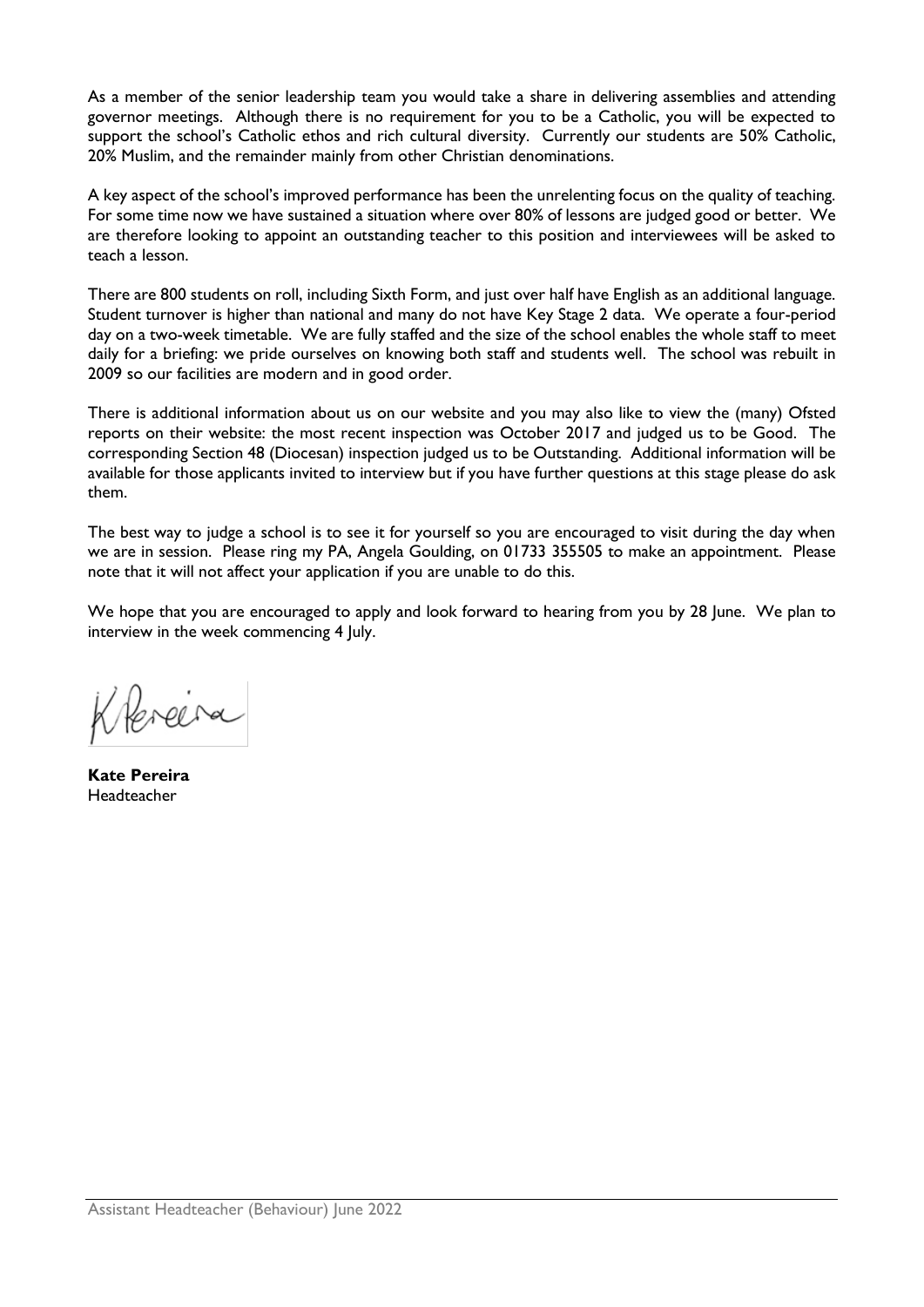As a member of the senior leadership team you would take a share in delivering assemblies and attending governor meetings. Although there is no requirement for you to be a Catholic, you will be expected to support the school's Catholic ethos and rich cultural diversity. Currently our students are 50% Catholic, 20% Muslim, and the remainder mainly from other Christian denominations.

A key aspect of the school's improved performance has been the unrelenting focus on the quality of teaching. For some time now we have sustained a situation where over 80% of lessons are judged good or better. We are therefore looking to appoint an outstanding teacher to this position and interviewees will be asked to teach a lesson.

There are 800 students on roll, including Sixth Form, and just over half have English as an additional language. Student turnover is higher than national and many do not have Key Stage 2 data. We operate a four-period day on a two-week timetable. We are fully staffed and the size of the school enables the whole staff to meet daily for a briefing: we pride ourselves on knowing both staff and students well. The school was rebuilt in 2009 so our facilities are modern and in good order.

There is additional information about us on our website and you may also like to view the (many) Ofsted reports on their website: the most recent inspection was October 2017 and judged us to be Good. The corresponding Section 48 (Diocesan) inspection judged us to be Outstanding. Additional information will be available for those applicants invited to interview but if you have further questions at this stage please do ask them.

The best way to judge a school is to see it for yourself so you are encouraged to visit during the day when we are in session. Please ring my PA, Angela Goulding, on 01733 355505 to make an appointment. Please note that it will not affect your application if you are unable to do this.

We hope that you are encouraged to apply and look forward to hearing from you by 28 June. We plan to interview in the week commencing 4 July.

K Pereira

**Kate Pereira**
Headteacher